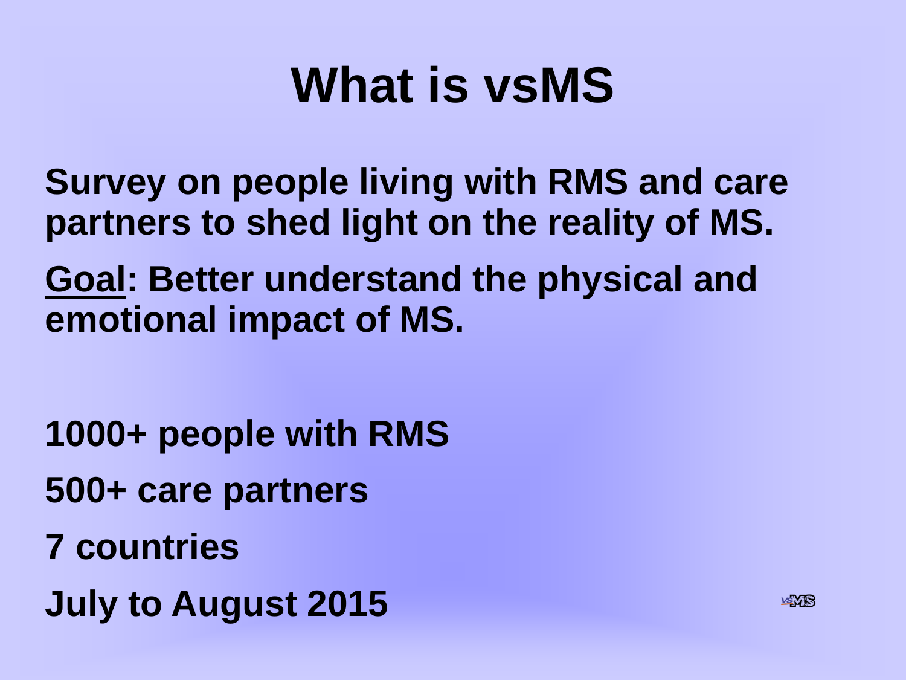# What is vsMS

**Survey on people living with RMS and care partners to shed light on the reality of MS.**

**<u>Goal</u>: Better understand the physical and emotional impact of MS.**

**1000+ people with RMS**

**500+ care partners**

**7 countries**

**July to August 2015**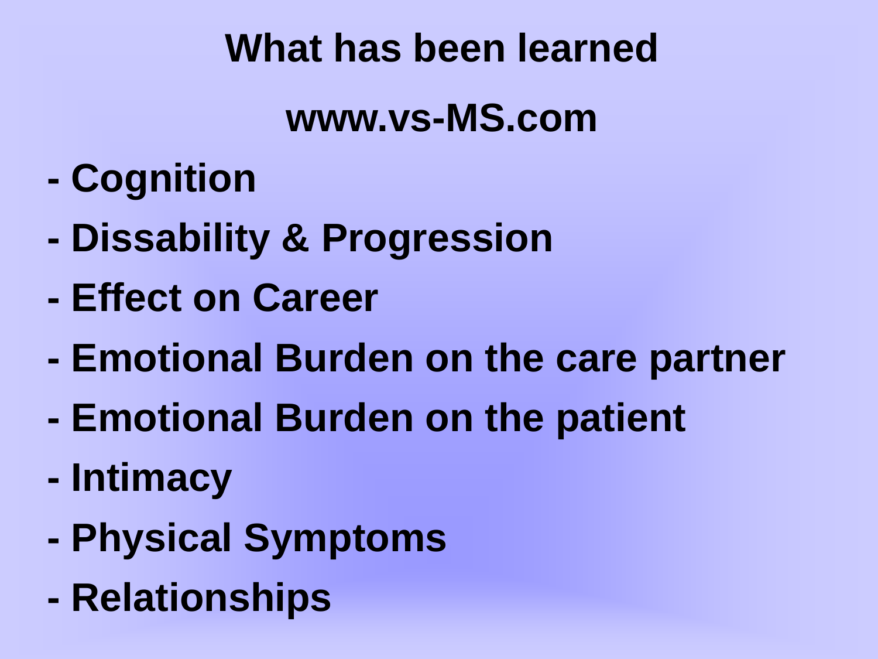# What has been learned

## www.vs-MS.com

- Cognition
- Dissability & Progression
- Effect on Career
- Emotional Burden on the care partner
- Emotional Burden on the patient
- Intimacy
- Physical Symptoms
- Relationships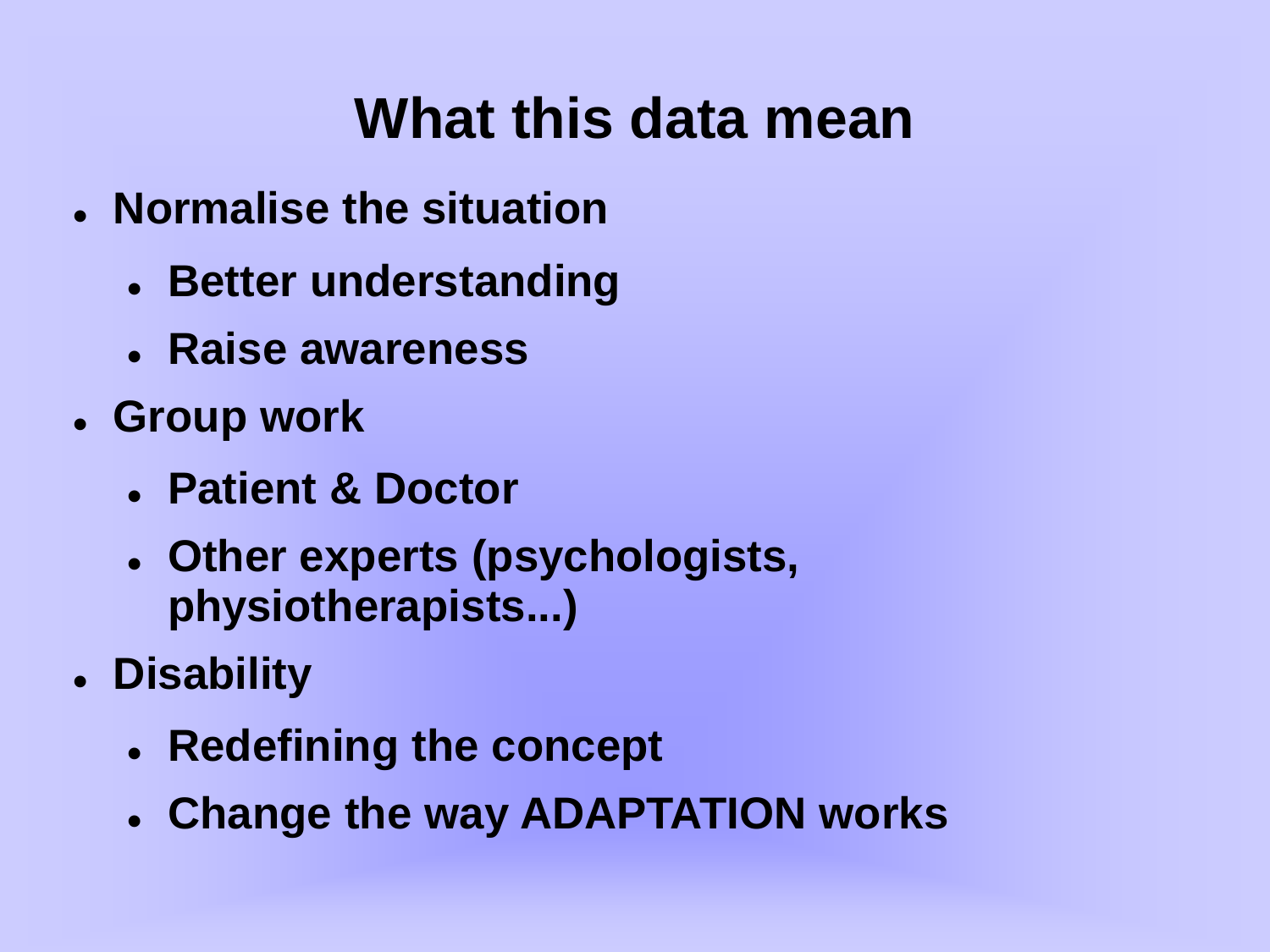# What this data mean

- **Normalise the situation**
  - **Better understanding**
  - **Raise awareness**
- **Group work**
  - **Patient & Doctor**
  - **Other experts (psychologists, physiotherapists...)**
- **Disability**
  - **Redefining the concept**
  - **Change the way ADAPTATION works**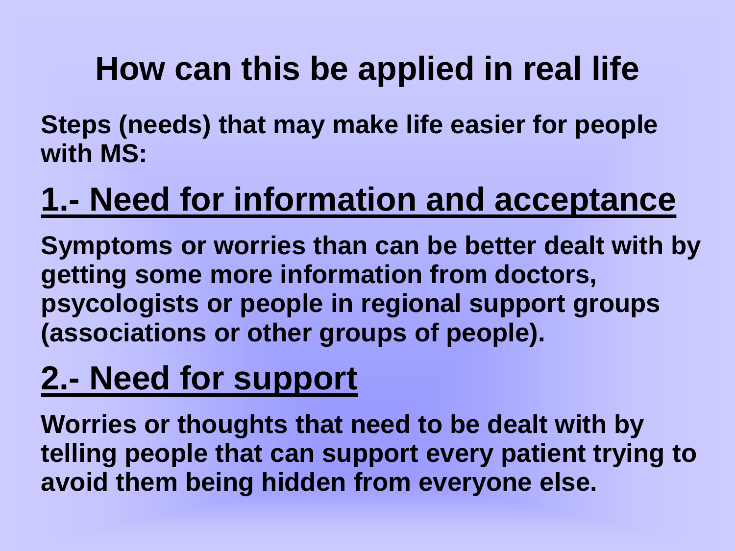# How can this be applied in real life

**Steps (needs) that may make life easier for people with MS:**

## 1.- Need for information and acceptance

**Symptoms or worries than can be better dealt with by getting some more information from doctors, psycologists or people in regional support groups (associations or other groups of people).**

## 2.- Need for support

**Worries or thoughts that need to be dealt with by telling people that can support every patient trying to avoid them being hidden from everyone else.**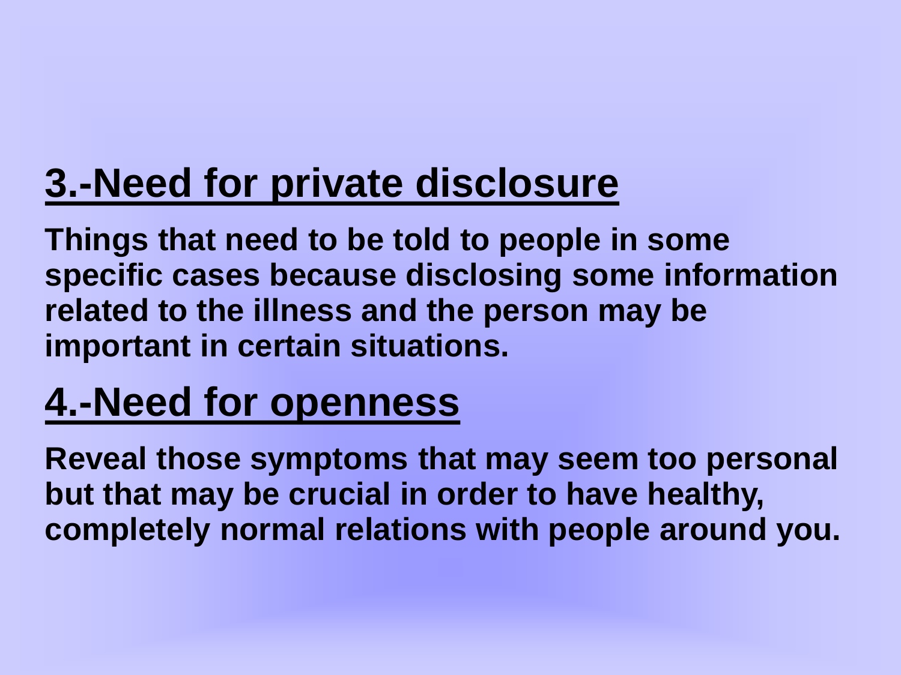## 3.-Need for private disclosure

**Things that need to be told to people in some specific cases because disclosing some information related to the illness and the person may be important in certain situations.**

## 4.-Need for openness

**Reveal those symptoms that may seem too personal but that may be crucial in order to have healthy, completely normal relations with people around you.**